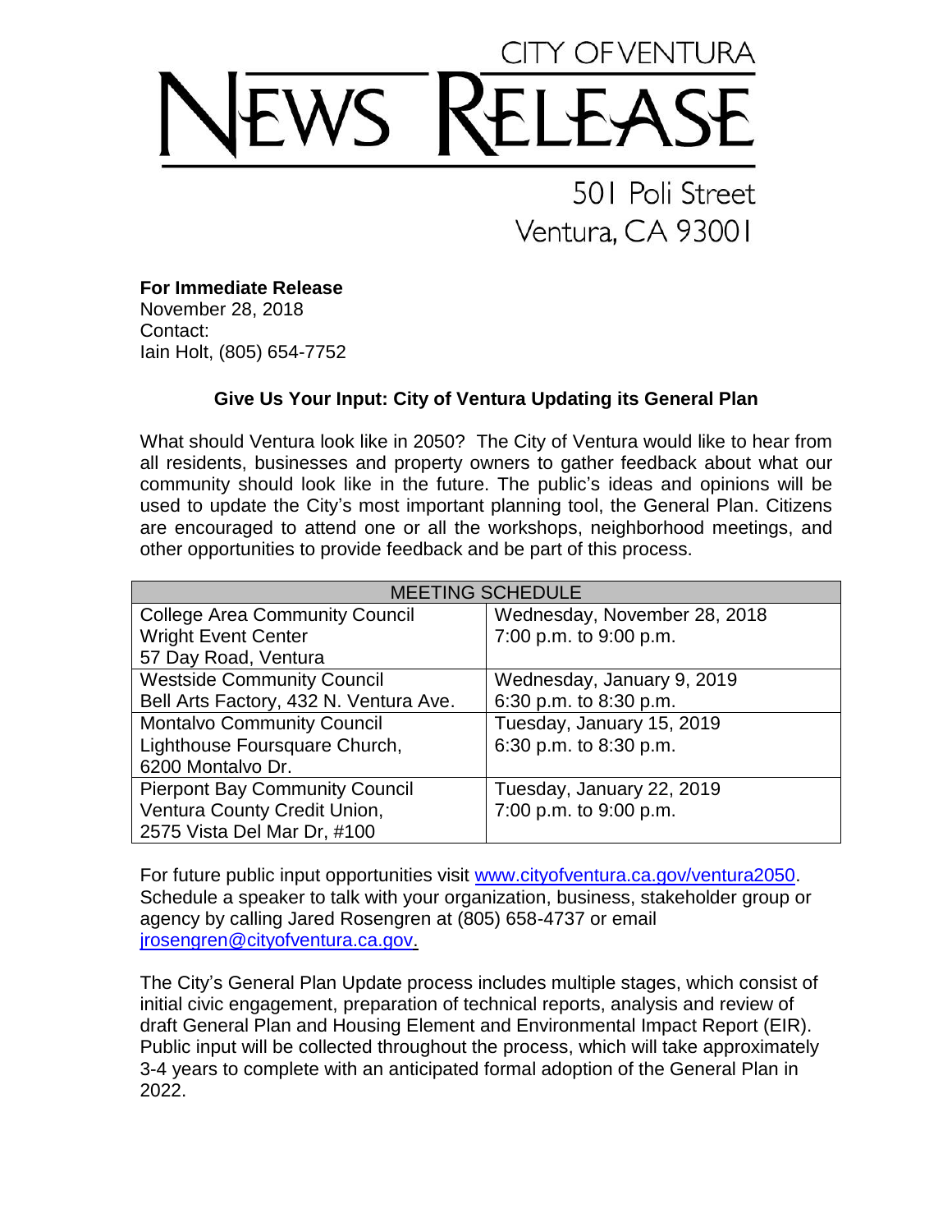# CITY OF VENTURA NEWS RELEASE

501 Poli Street
Ventura, CA 93001

**For Immediate Release**
November 28, 2018
Contact:
Iain Holt, (805) 654-7752

## Give Us Your Input: City of Ventura Updating its General Plan

What should Ventura look like in 2050? The City of Ventura would like to hear from all residents, businesses and property owners to gather feedback about what our community should look like in the future. The public's ideas and opinions will be used to update the City's most important planning tool, the General Plan. Citizens are encouraged to attend one or all the workshops, neighborhood meetings, and other opportunities to provide feedback and be part of this process.

| MEETING SCHEDULE | |
|---|---|
| College Area Community Council<br>Wright Event Center<br>57 Day Road, Ventura | Wednesday, November 28, 2018<br>7:00 p.m. to 9:00 p.m. |
| Westside Community Council<br>Bell Arts Factory, 432 N. Ventura Ave. | Wednesday, January 9, 2019<br>6:30 p.m. to 8:30 p.m. |
| Montalvo Community Council<br>Lighthouse Foursquare Church,<br>6200 Montalvo Dr. | Tuesday, January 15, 2019<br>6:30 p.m. to 8:30 p.m. |
| Pierpont Bay Community Council<br>Ventura County Credit Union,<br>2575 Vista Del Mar Dr, #100 | Tuesday, January 22, 2019<br>7:00 p.m. to 9:00 p.m. |

For future public input opportunities visit www.cityofventura.ca.gov/ventura2050. Schedule a speaker to talk with your organization, business, stakeholder group or agency by calling Jared Rosengren at (805) 658-4737 or email jrosengren@cityofventura.ca.gov.

The City's General Plan Update process includes multiple stages, which consist of initial civic engagement, preparation of technical reports, analysis and review of draft General Plan and Housing Element and Environmental Impact Report (EIR). Public input will be collected throughout the process, which will take approximately 3-4 years to complete with an anticipated formal adoption of the General Plan in 2022.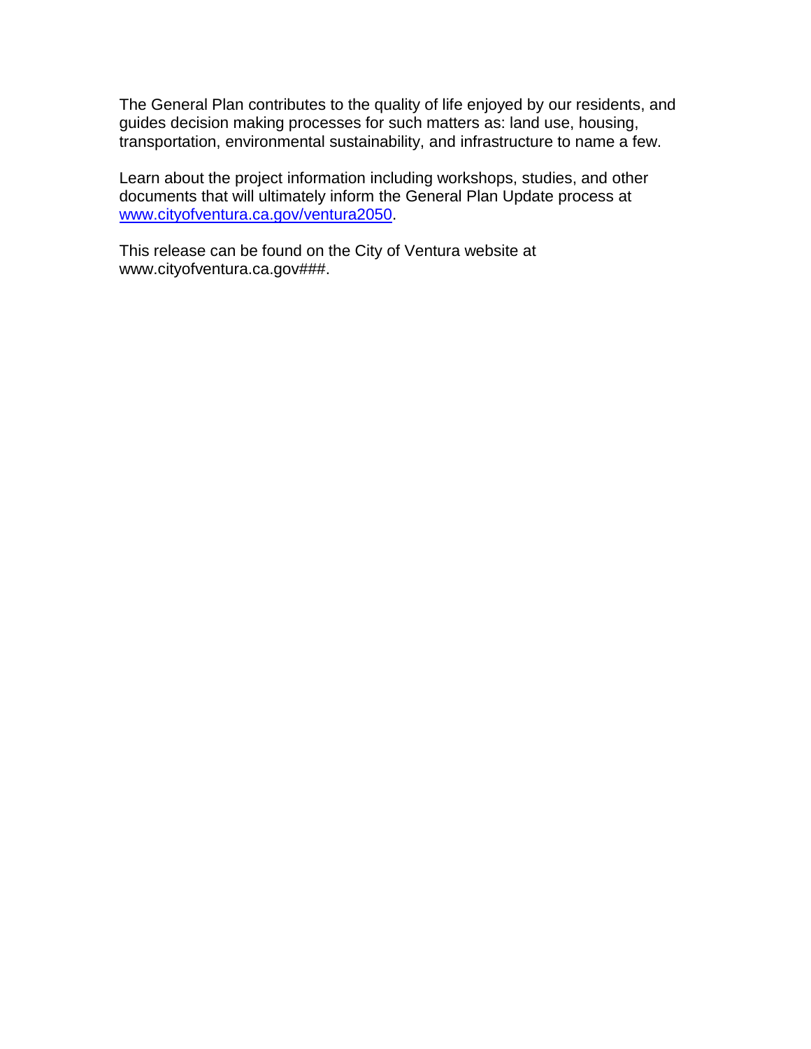The General Plan contributes to the quality of life enjoyed by our residents, and guides decision making processes for such matters as: land use, housing, transportation, environmental sustainability, and infrastructure to name a few.

Learn about the project information including workshops, studies, and other documents that will ultimately inform the General Plan Update process at [www.cityofventura.ca.gov/ventura2050](www.cityofventura.ca.gov/ventura2050).

This release can be found on the City of Ventura website at www.cityofventura.ca.gov###.